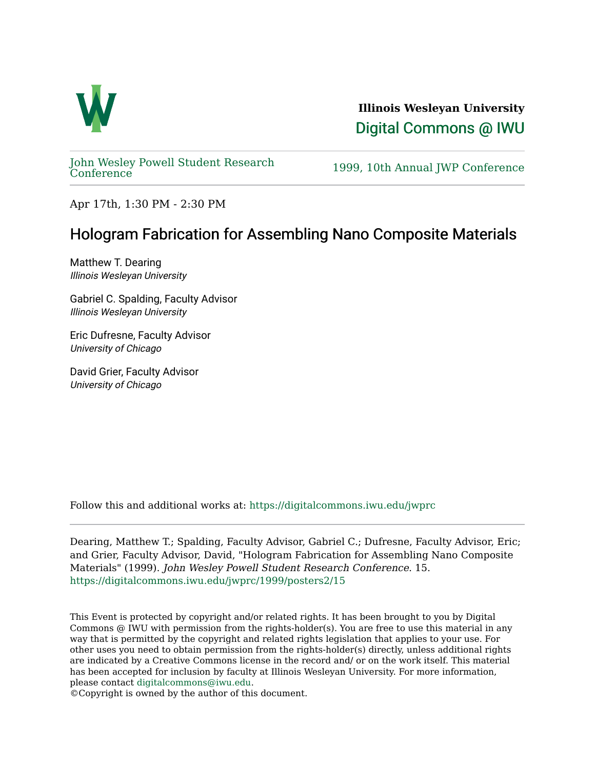**Illinois Wesleyan University**

Digital Commons @ IWU

John Wesley Powell Student Research Conference | 1999, 10th Annual JWP Conference

Apr 17th, 1:30 PM - 2:30 PM

# Hologram Fabrication for Assembling Nano Composite Materials

Matthew T. Dearing
*Illinois Wesleyan University*

Gabriel C. Spalding, Faculty Advisor
*Illinois Wesleyan University*

Eric Dufresne, Faculty Advisor
*University of Chicago*

David Grier, Faculty Advisor
*University of Chicago*

Follow this and additional works at: https://digitalcommons.iwu.edu/jwprc

Dearing, Matthew T.; Spalding, Faculty Advisor, Gabriel C.; Dufresne, Faculty Advisor, Eric; and Grier, Faculty Advisor, David, "Hologram Fabrication for Assembling Nano Composite Materials" (1999). *John Wesley Powell Student Research Conference*. 15.
https://digitalcommons.iwu.edu/jwprc/1999/posters2/15

This Event is protected by copyright and/or related rights. It has been brought to you by Digital Commons @ IWU with permission from the rights-holder(s). You are free to use this material in any way that is permitted by the copyright and related rights legislation that applies to your use. For other uses you need to obtain permission from the rights-holder(s) directly, unless additional rights are indicated by a Creative Commons license in the record and/ or on the work itself. This material has been accepted for inclusion by faculty at Illinois Wesleyan University. For more information, please contact digitalcommons@iwu.edu.
©Copyright is owned by the author of this document.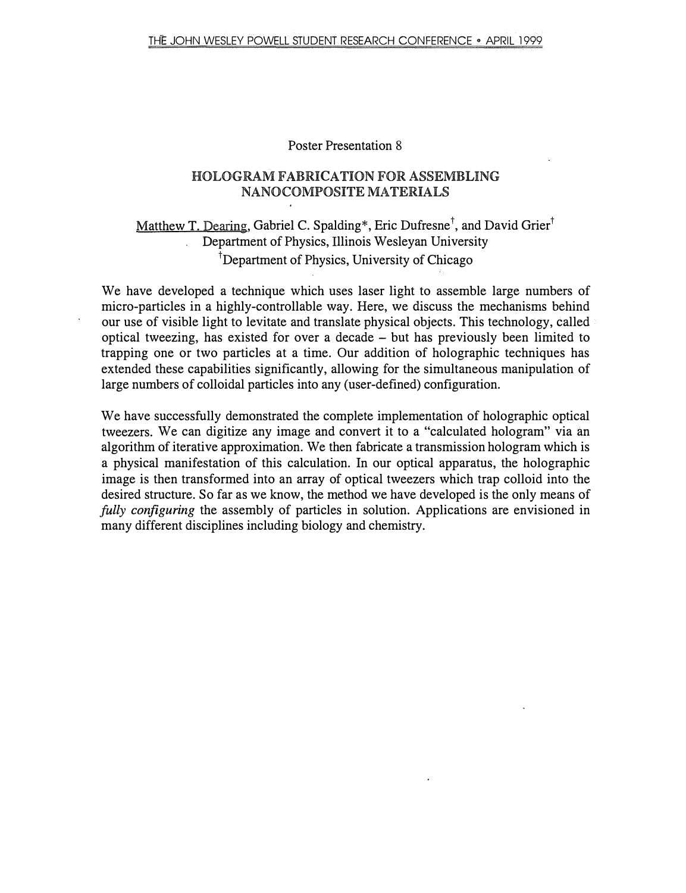Poster Presentation 8

## HOLOGRAM FABRICATION FOR ASSEMBLING NANOCOMPOSITE MATERIALS

Matthew T. Dearing, Gabriel C. Spalding*, Eric Dufresne[†], and David Grier[†]
Department of Physics, Illinois Wesleyan University
[†]Department of Physics, University of Chicago

We have developed a technique which uses laser light to assemble large numbers of micro-particles in a highly-controllable way. Here, we discuss the mechanisms behind our use of visible light to levitate and translate physical objects. This technology, called optical tweezing, has existed for over a decade – but has previously been limited to trapping one or two particles at a time. Our addition of holographic techniques has extended these capabilities significantly, allowing for the simultaneous manipulation of large numbers of colloidal particles into any (user-defined) configuration.

We have successfully demonstrated the complete implementation of holographic optical tweezers. We can digitize any image and convert it to a "calculated hologram" via an algorithm of iterative approximation. We then fabricate a transmission hologram which is a physical manifestation of this calculation. In our optical apparatus, the holographic image is then transformed into an array of optical tweezers which trap colloid into the desired structure. So far as we know, the method we have developed is the only means of *fully configuring* the assembly of particles in solution. Applications are envisioned in many different disciplines including biology and chemistry.